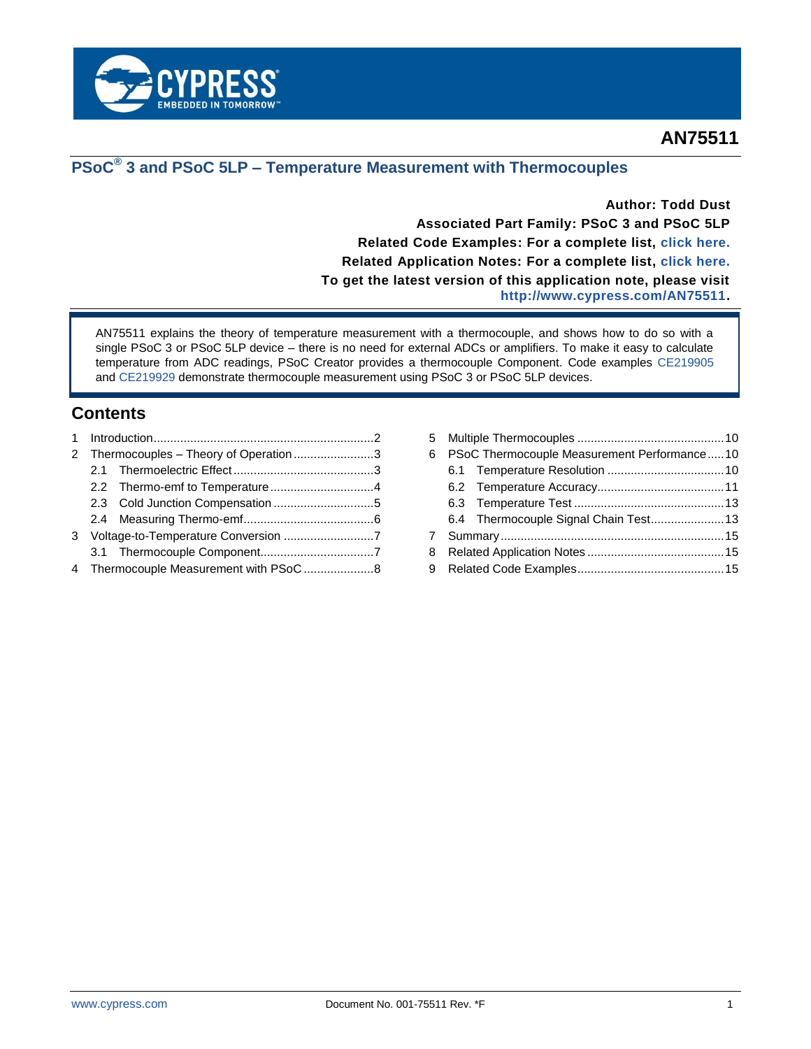# AN75511

## PSoC® 3 and PSoC 5LP – Temperature Measurement with Thermocouples

**Author: Todd Dust**

**Associated Part Family: PSoC 3 and PSoC 5LP**

**Related Code Examples: For a complete list, click here.**

**Related Application Notes: For a complete list, click here.**

**To get the latest version of this application note, please visit http://www.cypress.com/AN75511.**

AN75511 explains the theory of temperature measurement with a thermocouple, and shows how to do so with a single PSoC 3 or PSoC 5LP device – there is no need for external ADCs or amplifiers. To make it easy to calculate temperature from ADC readings, PSoC Creator provides a thermocouple Component. Code examples CE219905 and CE219929 demonstrate thermocouple measurement using PSoC 3 or PSoC 5LP devices.

## Contents

1 Introduction ..... 2
2 Thermocouples – Theory of Operation ..... 3
 2.1 Thermoelectric Effect ..... 3
 2.2 Thermo-emf to Temperature ..... 4
 2.3 Cold Junction Compensation ..... 5
 2.4 Measuring Thermo-emf ..... 6
3 Voltage-to-Temperature Conversion ..... 7
 3.1 Thermocouple Component ..... 7
4 Thermocouple Measurement with PSoC ..... 8
5 Multiple Thermocouples ..... 10
6 PSoC Thermocouple Measurement Performance ..... 10
 6.1 Temperature Resolution ..... 10
 6.2 Temperature Accuracy ..... 11
 6.3 Temperature Test ..... 13
 6.4 Thermocouple Signal Chain Test ..... 13
7 Summary ..... 15
8 Related Application Notes ..... 15
9 Related Code Examples ..... 15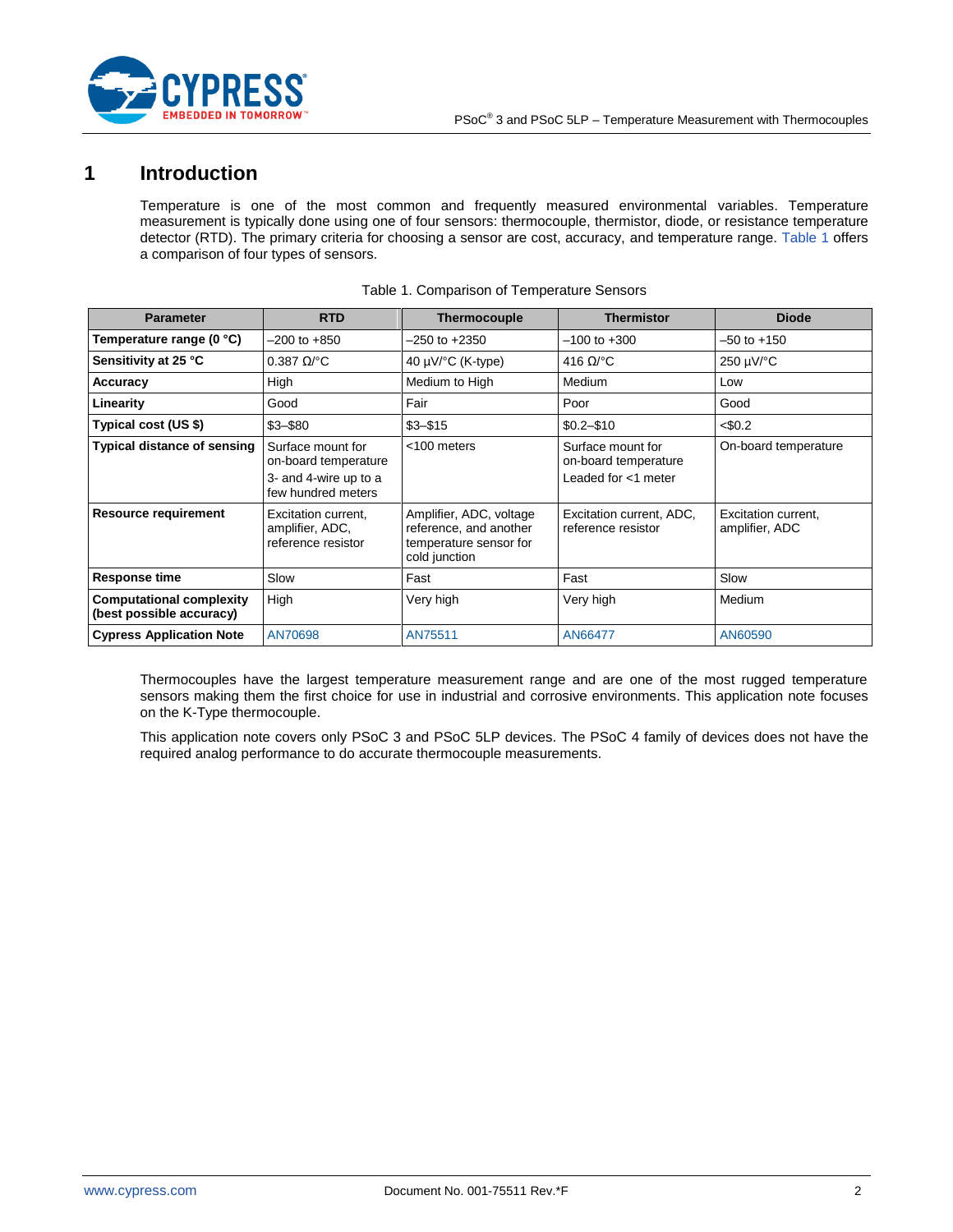# 1 Introduction

Temperature is one of the most common and frequently measured environmental variables. Temperature measurement is typically done using one of four sensors: thermocouple, thermistor, diode, or resistance temperature detector (RTD). The primary criteria for choosing a sensor are cost, accuracy, and temperature range. Table 1 offers a comparison of four types of sensors.

Table 1. Comparison of Temperature Sensors

| Parameter | RTD | Thermocouple | Thermistor | Diode |
|---|---|---|---|---|
| **Temperature range (0 °C)** | –200 to +850 | –250 to +2350 | –100 to +300 | –50 to +150 |
| **Sensitivity at 25 °C** | 0.387 Ω/°C | 40 µV/°C (K-type) | 416 Ω/°C | 250 µV/°C |
| **Accuracy** | High | Medium to High | Medium | Low |
| **Linearity** | Good | Fair | Poor | Good |
| **Typical cost (US $)** | $3–$80 | $3–$15 | $0.2–$10 | <$0.2 |
| **Typical distance of sensing** | Surface mount for on-board temperature<br>3- and 4-wire up to a few hundred meters | <100 meters | Surface mount for on-board temperature<br>Leaded for <1 meter | On-board temperature |
| **Resource requirement** | Excitation current, amplifier, ADC, reference resistor | Amplifier, ADC, voltage reference, and another temperature sensor for cold junction | Excitation current, ADC, reference resistor | Excitation current, amplifier, ADC |
| **Response time** | Slow | Fast | Fast | Slow |
| **Computational complexity (best possible accuracy)** | High | Very high | Very high | Medium |
| **Cypress Application Note** | AN70698 | AN75511 | AN66477 | AN60590 |

Thermocouples have the largest temperature measurement range and are one of the most rugged temperature sensors making them the first choice for use in industrial and corrosive environments. This application note focuses on the K-Type thermocouple.

This application note covers only PSoC 3 and PSoC 5LP devices. The PSoC 4 family of devices does not have the required analog performance to do accurate thermocouple measurements.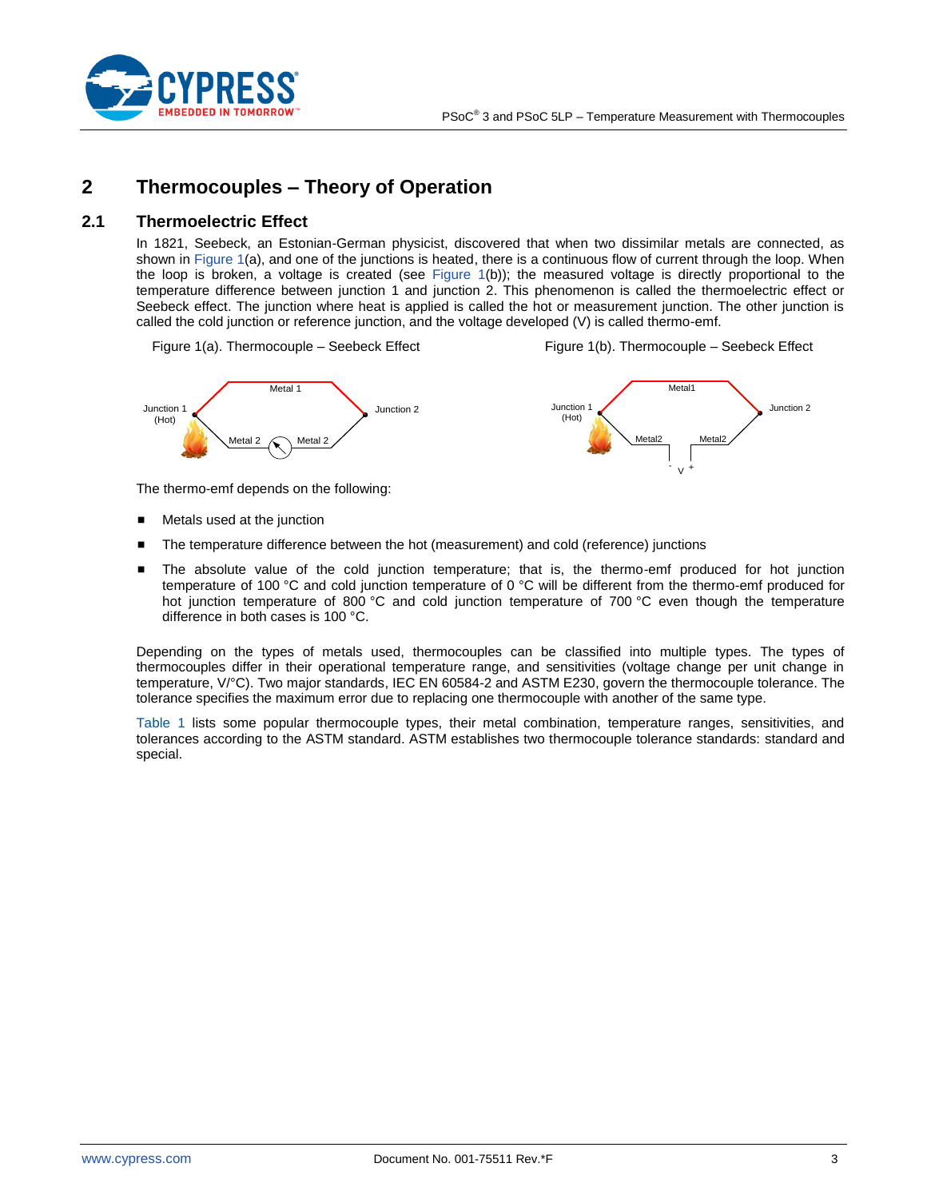# 2 Thermocouples – Theory of Operation

## 2.1 Thermoelectric Effect

In 1821, Seebeck, an Estonian-German physicist, discovered that when two dissimilar metals are connected, as shown in Figure 1(a), and one of the junctions is heated, there is a continuous flow of current through the loop. When the loop is broken, a voltage is created (see Figure 1(b)); the measured voltage is directly proportional to the temperature difference between junction 1 and junction 2. This phenomenon is called the thermoelectric effect or Seebeck effect. The junction where heat is applied is called the hot or measurement junction. The other junction is called the cold junction or reference junction, and the voltage developed (V) is called thermo-emf.

Figure 1(a). Thermocouple – Seebeck Effect

Figure 1(b). Thermocouple – Seebeck Effect

The thermo-emf depends on the following:

- Metals used at the junction
- The temperature difference between the hot (measurement) and cold (reference) junctions
- The absolute value of the cold junction temperature; that is, the thermo-emf produced for hot junction temperature of 100 °C and cold junction temperature of 0 °C will be different from the thermo-emf produced for hot junction temperature of 800 °C and cold junction temperature of 700 °C even though the temperature difference in both cases is 100 °C.

Depending on the types of metals used, thermocouples can be classified into multiple types. The types of thermocouples differ in their operational temperature range, and sensitivities (voltage change per unit change in temperature, V/°C). Two major standards, IEC EN 60584-2 and ASTM E230, govern the thermocouple tolerance. The tolerance specifies the maximum error due to replacing one thermocouple with another of the same type.

Table 1 lists some popular thermocouple types, their metal combination, temperature ranges, sensitivities, and tolerances according to the ASTM standard. ASTM establishes two thermocouple tolerance standards: standard and special.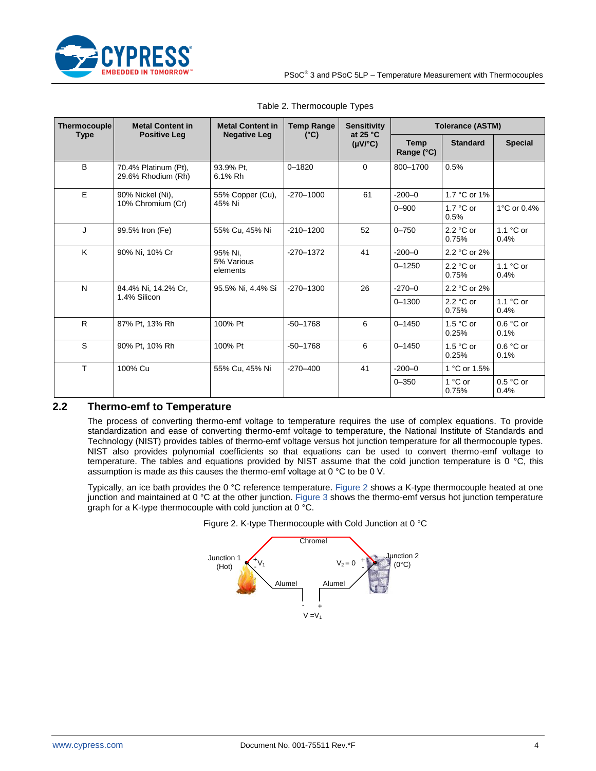Table 2. Thermocouple Types

| Thermocouple Type | Metal Content in Positive Leg | Metal Content in Negative Leg | Temp Range (°C) | Sensitivity at 25 °C (µV/°C) | Tolerance (ASTM) | | |
|---|---|---|---|---|---|---|---|
| | | | | | Temp Range (°C) | Standard | Special |
| B | 70.4% Platinum (Pt), 29.6% Rhodium (Rh) | 93.9% Pt, 6.1% Rh | 0–1820 | 0 | 800–1700 | 0.5% | |
| E | 90% Nickel (Ni), 10% Chromium (Cr) | 55% Copper (Cu), 45% Ni | -270–1000 | 61 | -200–0 | 1.7 °C or 1% | |
| | | | | | 0–900 | 1.7 °C or 0.5% | 1°C or 0.4% |
| J | 99.5% Iron (Fe) | 55% Cu, 45% Ni | -210–1200 | 52 | 0–750 | 2.2 °C or 0.75% | 1.1 °C or 0.4% |
| K | 90% Ni, 10% Cr | 95% Ni, 5% Various elements | -270–1372 | 41 | -200–0 | 2.2 °C or 2% | |
| | | | | | 0–1250 | 2.2 °C or 0.75% | 1.1 °C or 0.4% |
| N | 84.4% Ni, 14.2% Cr, 1.4% Silicon | 95.5% Ni, 4.4% Si | -270–1300 | 26 | -270–0 | 2.2 °C or 2% | |
| | | | | | 0–1300 | 2.2 °C or 0.75% | 1.1 °C or 0.4% |
| R | 87% Pt, 13% Rh | 100% Pt | -50–1768 | 6 | 0–1450 | 1.5 °C or 0.25% | 0.6 °C or 0.1% |
| S | 90% Pt, 10% Rh | 100% Pt | -50–1768 | 6 | 0–1450 | 1.5 °C or 0.25% | 0.6 °C or 0.1% |
| T | 100% Cu | 55% Cu, 45% Ni | -270–400 | 41 | -200–0 | 1 °C or 1.5% | |
| | | | | | 0–350 | 1 °C or 0.75% | 0.5 °C or 0.4% |

## 2.2 Thermo-emf to Temperature

The process of converting thermo-emf voltage to temperature requires the use of complex equations. To provide standardization and ease of converting thermo-emf voltage to temperature, the National Institute of Standards and Technology (NIST) provides tables of thermo-emf voltage versus hot junction temperature for all thermocouple types. NIST also provides polynomial coefficients so that equations can be used to convert thermo-emf voltage to temperature. The tables and equations provided by NIST assume that the cold junction temperature is 0 °C, this assumption is made as this causes the thermo-emf voltage at 0 °C to be 0 V.

Typically, an ice bath provides the 0 °C reference temperature. Figure 2 shows a K-type thermocouple heated at one junction and maintained at 0 °C at the other junction. Figure 3 shows the thermo-emf versus hot junction temperature graph for a K-type thermocouple with cold junction at 0 °C.

Figure 2. K-type Thermocouple with Cold Junction at 0 °C

Junction 1 (Hot) — Chromel — Junction 2 (0°C)

$V_1$, $V_2 = 0$, Alumel, Alumel, $V = V_1$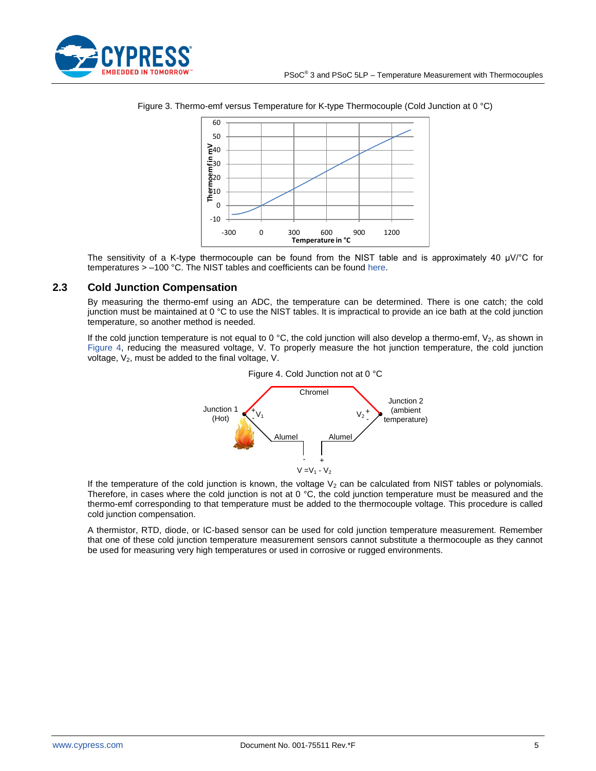Figure 3. Thermo-emf versus Temperature for K-type Thermocouple (Cold Junction at 0 °C)

The sensitivity of a K-type thermocouple can be found from the NIST table and is approximately 40 μV/°C for temperatures > –100 °C. The NIST tables and coefficients can be found here.

## 2.3 Cold Junction Compensation

By measuring the thermo-emf using an ADC, the temperature can be determined. There is one catch; the cold junction must be maintained at 0 °C to use the NIST tables. It is impractical to provide an ice bath at the cold junction temperature, so another method is needed.

If the cold junction temperature is not equal to 0 °C, the cold junction will also develop a thermo-emf, $V_2$, as shown in Figure 4, reducing the measured voltage, V. To properly measure the hot junction temperature, the cold junction voltage, $V_2$, must be added to the final voltage, V.

Figure 4. Cold Junction not at 0 °C

$$V = V_1 - V_2$$

If the temperature of the cold junction is known, the voltage $V_2$ can be calculated from NIST tables or polynomials. Therefore, in cases where the cold junction is not at 0 °C, the cold junction temperature must be measured and the thermo-emf corresponding to that temperature must be added to the thermocouple voltage. This procedure is called cold junction compensation.

A thermistor, RTD, diode, or IC-based sensor can be used for cold junction temperature measurement. Remember that one of these cold junction temperature measurement sensors cannot substitute a thermocouple as they cannot be used for measuring very high temperatures or used in corrosive or rugged environments.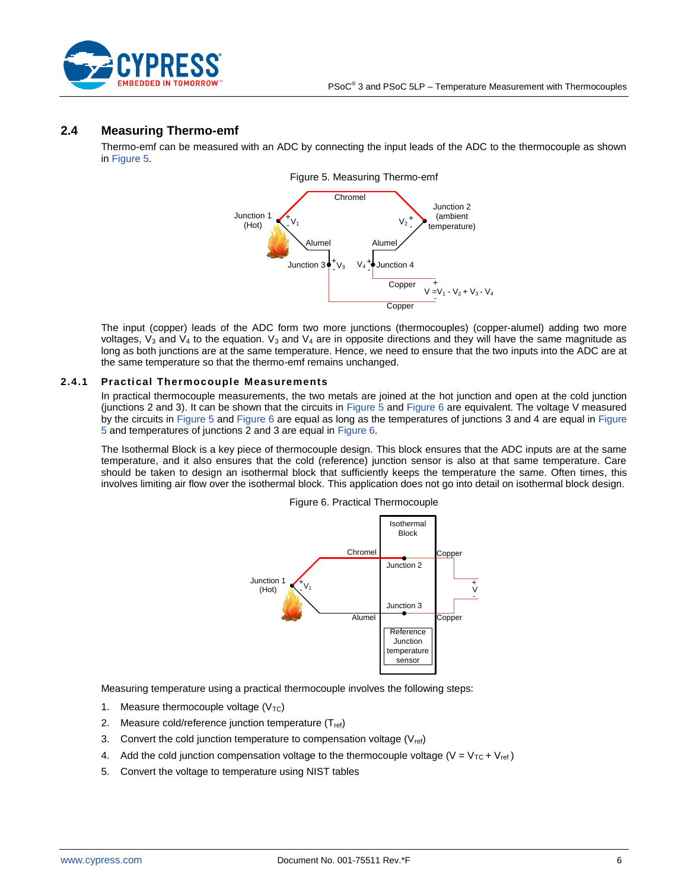## 2.4 Measuring Thermo-emf

Thermo-emf can be measured with an ADC by connecting the input leads of the ADC to the thermocouple as shown in Figure 5.

Figure 5. Measuring Thermo-emf

The input (copper) leads of the ADC form two more junctions (thermocouples) (copper-alumel) adding two more voltages, $V_3$ and $V_4$ to the equation. $V_3$ and $V_4$ are in opposite directions and they will have the same magnitude as long as both junctions are at the same temperature. Hence, we need to ensure that the two inputs into the ADC are at the same temperature so that the thermo-emf remains unchanged.

### 2.4.1 Practical Thermocouple Measurements

In practical thermocouple measurements, the two metals are joined at the hot junction and open at the cold junction (junctions 2 and 3). It can be shown that the circuits in Figure 5 and Figure 6 are equivalent. The voltage V measured by the circuits in Figure 5 and Figure 6 are equal as long as the temperatures of junctions 3 and 4 are equal in Figure 5 and temperatures of junctions 2 and 3 are equal in Figure 6.

The Isothermal Block is a key piece of thermocouple design. This block ensures that the ADC inputs are at the same temperature, and it also ensures that the cold (reference) junction sensor is also at that same temperature. Care should be taken to design an isothermal block that sufficiently keeps the temperature the same. Often times, this involves limiting air flow over the isothermal block. This application does not go into detail on isothermal block design.

Figure 6. Practical Thermocouple

Measuring temperature using a practical thermocouple involves the following steps:

1. Measure thermocouple voltage ($V_{TC}$)
2. Measure cold/reference junction temperature ($T_{ref}$)
3. Convert the cold junction temperature to compensation voltage ($V_{ref}$)
4. Add the cold junction compensation voltage to the thermocouple voltage ($V = V_{TC} + V_{ref}$)
5. Convert the voltage to temperature using NIST tables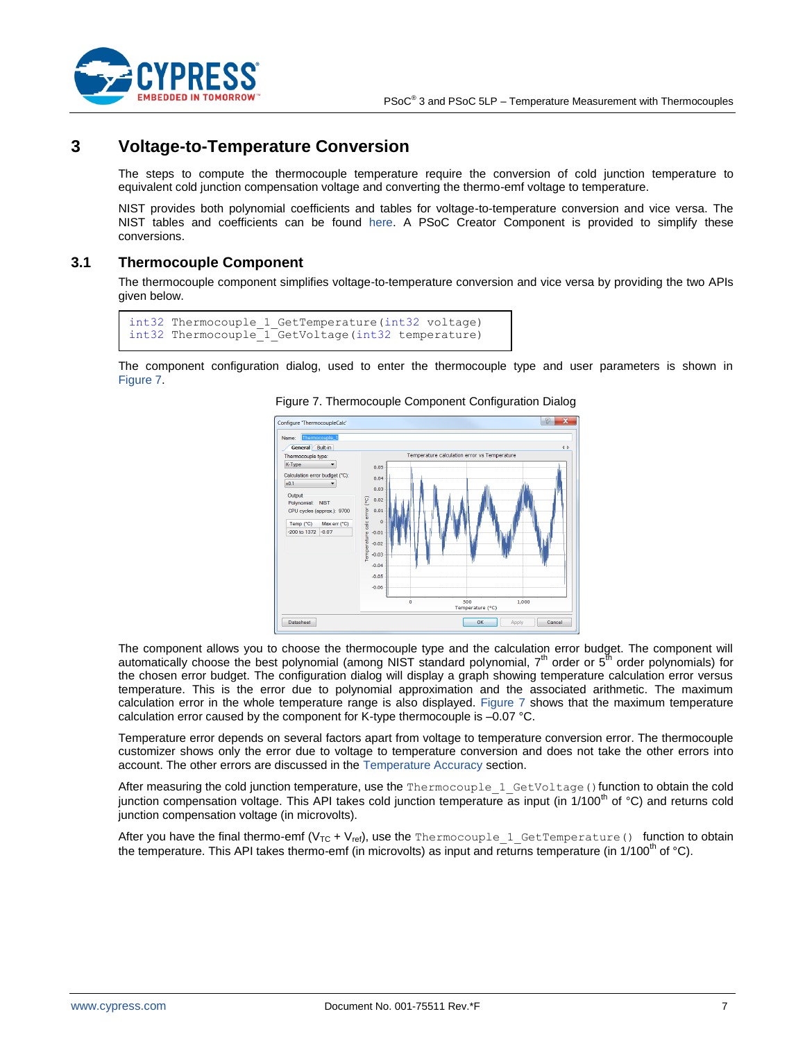# 3 Voltage-to-Temperature Conversion

The steps to compute the thermocouple temperature require the conversion of cold junction temperature to equivalent cold junction compensation voltage and converting the thermo-emf voltage to temperature.

NIST provides both polynomial coefficients and tables for voltage-to-temperature conversion and vice versa. The NIST tables and coefficients can be found here. A PSoC Creator Component is provided to simplify these conversions.

## 3.1 Thermocouple Component

The thermocouple component simplifies voltage-to-temperature conversion and vice versa by providing the two APIs given below.

```
int32 Thermocouple_1_GetTemperature(int32 voltage)
int32 Thermocouple_1_GetVoltage(int32 temperature)
```

The component configuration dialog, used to enter the thermocouple type and user parameters is shown in Figure 7.

Figure 7. Thermocouple Component Configuration Dialog

The component allows you to choose the thermocouple type and the calculation error budget. The component will automatically choose the best polynomial (among NIST standard polynomial, 7th order or 5th order polynomials) for the chosen error budget. The configuration dialog will display a graph showing temperature calculation error versus temperature. This is the error due to polynomial approximation and the associated arithmetic. The maximum calculation error in the whole temperature range is also displayed. Figure 7 shows that the maximum temperature calculation error caused by the component for K-type thermocouple is –0.07 °C.

Temperature error depends on several factors apart from voltage to temperature conversion error. The thermocouple customizer shows only the error due to voltage to temperature conversion and does not take the other errors into account. The other errors are discussed in the Temperature Accuracy section.

After measuring the cold junction temperature, use the `Thermocouple_1_GetVoltage()` function to obtain the cold junction compensation voltage. This API takes cold junction temperature as input (in 1/100th of °C) and returns cold junction compensation voltage (in microvolts).

After you have the final thermo-emf ($V_{TC} + V_{ref}$), use the `Thermocouple_1_GetTemperature()` function to obtain the temperature. This API takes thermo-emf (in microvolts) as input and returns temperature (in 1/100th of °C).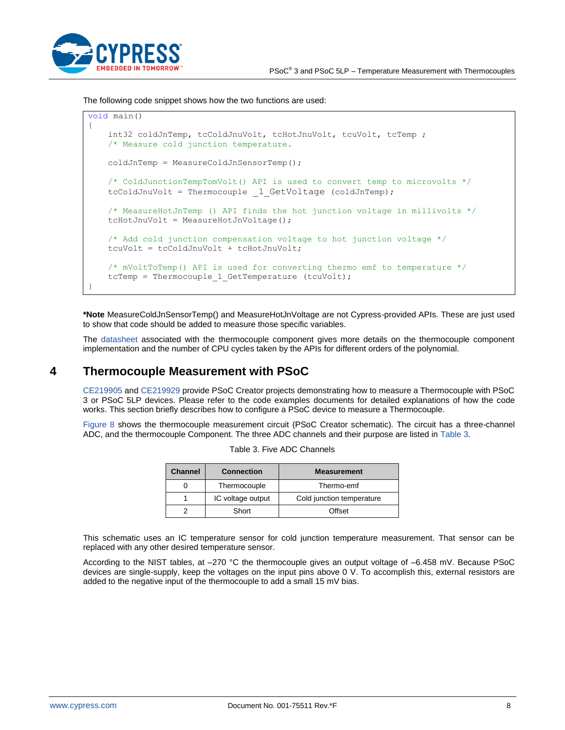The following code snippet shows how the two functions are used:

```
void main()
{
    int32 coldJnTemp, tcColdJnuVolt, tcHotJnuVolt, tcuVolt, tcTemp ;
    /* Measure cold junction temperature.

    coldJnTemp = MeasureColdJnSensorTemp();

    /* ColdJunctionTempTomVolt() API is used to convert temp to microvolts */
    tcColdJnuVolt = Thermocouple _1_GetVoltage (coldJnTemp);

    /* MeasureHotJnTemp () API finds the hot junction voltage in millivolts */
    tcHotJnuVolt = MeasureHotJnVoltage();

    /* Add cold junction compensation voltage to hot junction voltage */
    tcuVolt = tcColdJnuVolt + tcHotJnuVolt;

    /* mVoltToTemp() API is used for converting thermo emf to temperature */
    tcTemp = Thermocouple_1_GetTemperature (tcuVolt);
}
```

***Note** MeasureColdJnSensorTemp() and MeasureHotJnVoltage are not Cypress-provided APIs. These are just used to show that code should be added to measure those specific variables.

The datasheet associated with the thermocouple component gives more details on the thermocouple component implementation and the number of CPU cycles taken by the APIs for different orders of the polynomial.

# 4 Thermocouple Measurement with PSoC

CE219905 and CE219929 provide PSoC Creator projects demonstrating how to measure a Thermocouple with PSoC 3 or PSoC 5LP devices. Please refer to the code examples documents for detailed explanations of how the code works. This section briefly describes how to configure a PSoC device to measure a Thermocouple.

Figure 8 shows the thermocouple measurement circuit (PSoC Creator schematic). The circuit has a three-channel ADC, and the thermocouple Component. The three ADC channels and their purpose are listed in Table 3.

Table 3. Five ADC Channels

| Channel | Connection | Measurement |
|---|---|---|
| 0 | Thermocouple | Thermo-emf |
| 1 | IC voltage output | Cold junction temperature |
| 2 | Short | Offset |

This schematic uses an IC temperature sensor for cold junction temperature measurement. That sensor can be replaced with any other desired temperature sensor.

According to the NIST tables, at –270 °C the thermocouple gives an output voltage of –6.458 mV. Because PSoC devices are single-supply, keep the voltages on the input pins above 0 V. To accomplish this, external resistors are added to the negative input of the thermocouple to add a small 15 mV bias.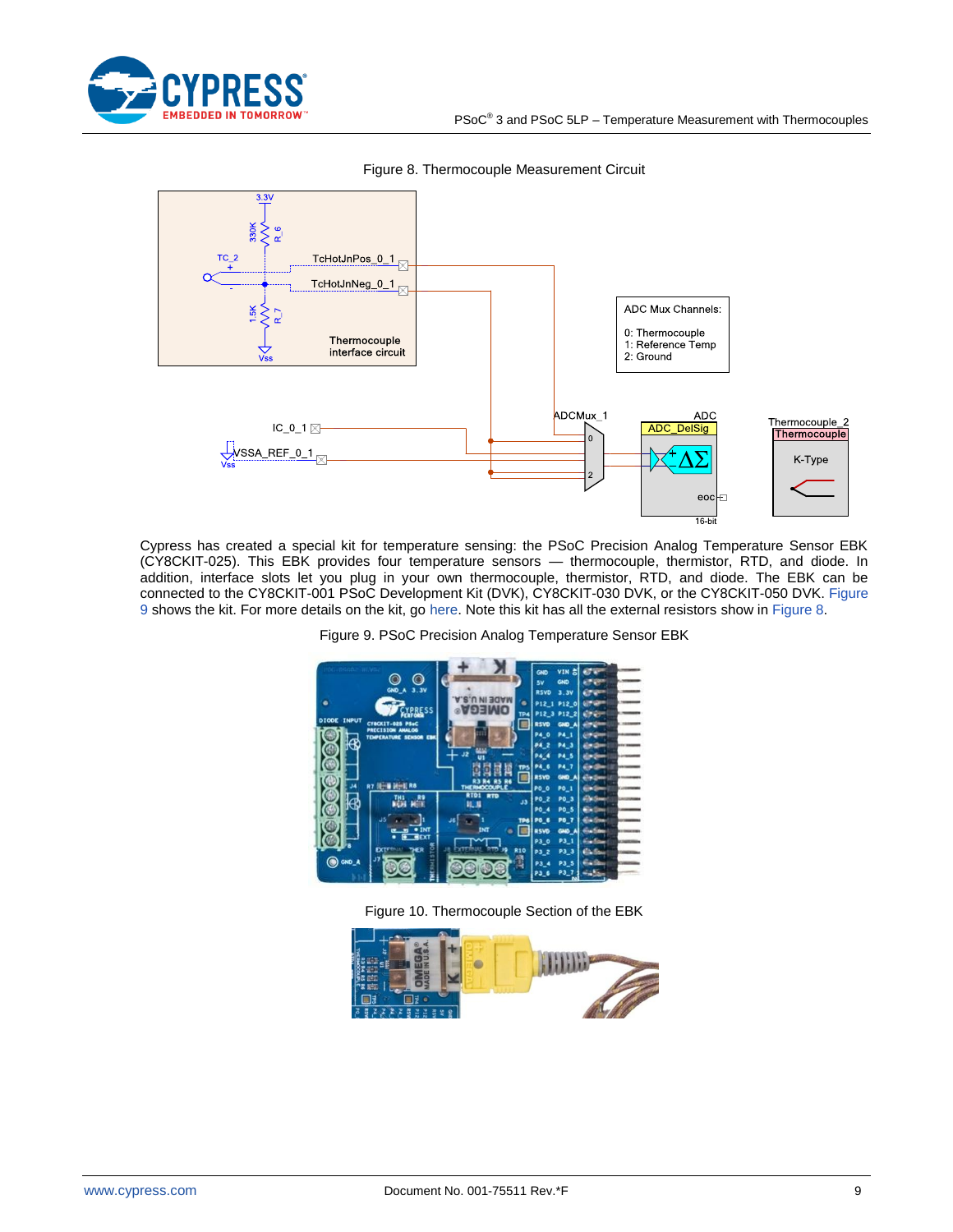Figure 8. Thermocouple Measurement Circuit

Cypress has created a special kit for temperature sensing: the PSoC Precision Analog Temperature Sensor EBK (CY8CKIT-025). This EBK provides four temperature sensors — thermocouple, thermistor, RTD, and diode. In addition, interface slots let you plug in your own thermocouple, thermistor, RTD, and diode. The EBK can be connected to the CY8CKIT-001 PSoC Development Kit (DVK), CY8CKIT-030 DVK, or the CY8CKIT-050 DVK. Figure 9 shows the kit. For more details on the kit, go here. Note this kit has all the external resistors show in Figure 8.

Figure 9. PSoC Precision Analog Temperature Sensor EBK

Figure 10. Thermocouple Section of the EBK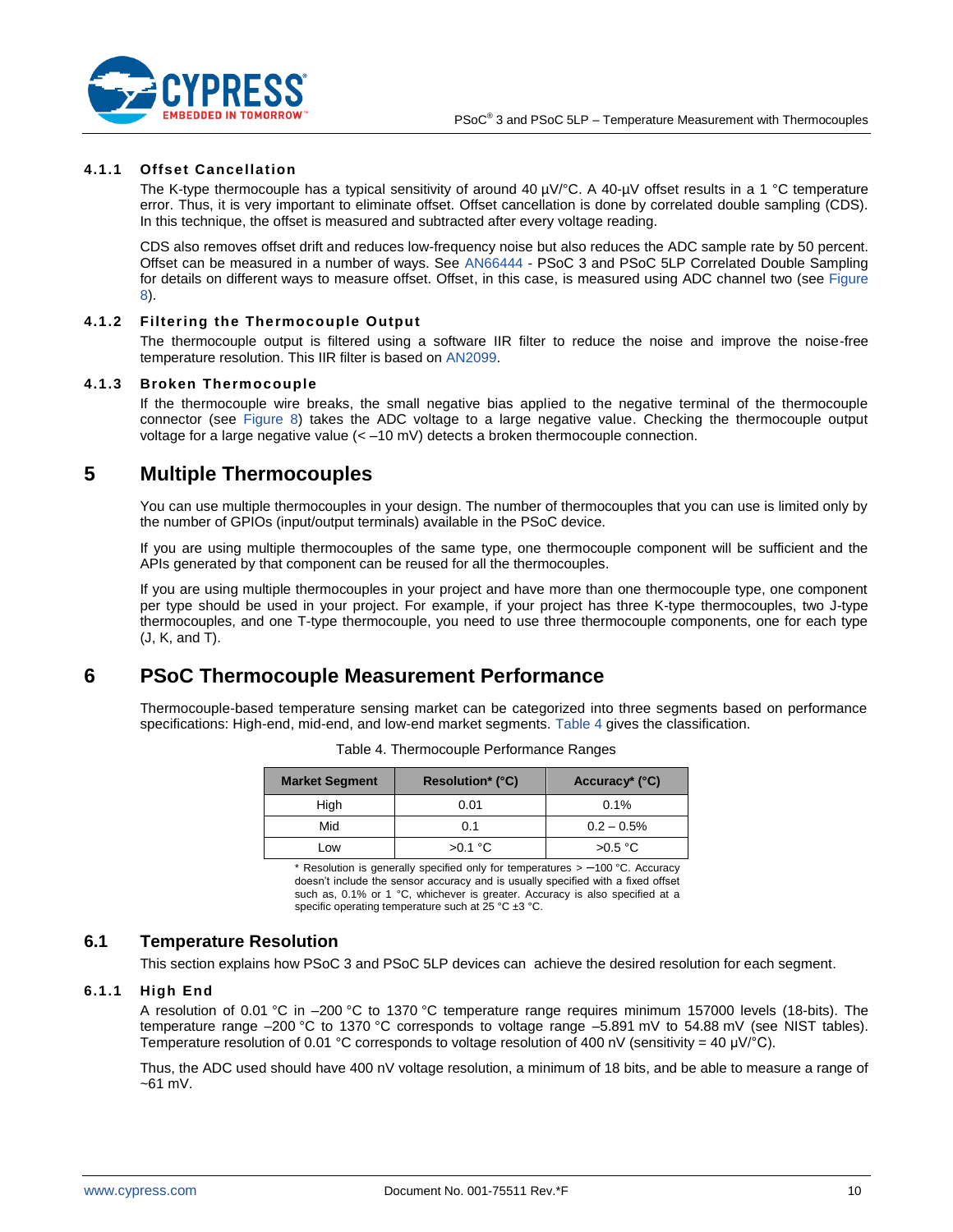#### 4.1.1 Offset Cancellation

The K-type thermocouple has a typical sensitivity of around 40 µV/°C. A 40-µV offset results in a 1 °C temperature error. Thus, it is very important to eliminate offset. Offset cancellation is done by correlated double sampling (CDS). In this technique, the offset is measured and subtracted after every voltage reading.

CDS also removes offset drift and reduces low-frequency noise but also reduces the ADC sample rate by 50 percent. Offset can be measured in a number of ways. See AN66444 - PSoC 3 and PSoC 5LP Correlated Double Sampling for details on different ways to measure offset. Offset, in this case, is measured using ADC channel two (see Figure 8).

#### 4.1.2 Filtering the Thermocouple Output

The thermocouple output is filtered using a software IIR filter to reduce the noise and improve the noise-free temperature resolution. This IIR filter is based on AN2099.

#### 4.1.3 Broken Thermocouple

If the thermocouple wire breaks, the small negative bias applied to the negative terminal of the thermocouple connector (see Figure 8) takes the ADC voltage to a large negative value. Checking the thermocouple output voltage for a large negative value (< –10 mV) detects a broken thermocouple connection.

# 5 Multiple Thermocouples

You can use multiple thermocouples in your design. The number of thermocouples that you can use is limited only by the number of GPIOs (input/output terminals) available in the PSoC device.

If you are using multiple thermocouples of the same type, one thermocouple component will be sufficient and the APIs generated by that component can be reused for all the thermocouples.

If you are using multiple thermocouples in your project and have more than one thermocouple type, one component per type should be used in your project. For example, if your project has three K-type thermocouples, two J-type thermocouples, and one T-type thermocouple, you need to use three thermocouple components, one for each type (J, K, and T).

# 6 PSoC Thermocouple Measurement Performance

Thermocouple-based temperature sensing market can be categorized into three segments based on performance specifications: High-end, mid-end, and low-end market segments. Table 4 gives the classification.

Table 4. Thermocouple Performance Ranges

| Market Segment | Resolution* (°C) | Accuracy* (°C) |
|---|---|---|
| High | 0.01 | 0.1% |
| Mid | 0.1 | 0.2 – 0.5% |
| Low | >0.1 °C | >0.5 °C |

* Resolution is generally specified only for temperatures > –100 °C. Accuracy doesn't include the sensor accuracy and is usually specified with a fixed offset such as, 0.1% or 1 °C, whichever is greater. Accuracy is also specified at a specific operating temperature such at 25 °C ±3 °C.

## 6.1 Temperature Resolution

This section explains how PSoC 3 and PSoC 5LP devices can achieve the desired resolution for each segment.

#### 6.1.1 High End

A resolution of 0.01 °C in –200 °C to 1370 °C temperature range requires minimum 157000 levels (18-bits). The temperature range –200 °C to 1370 °C corresponds to voltage range –5.891 mV to 54.88 mV (see NIST tables). Temperature resolution of 0.01 °C corresponds to voltage resolution of 400 nV (sensitivity = 40 µV/°C).

Thus, the ADC used should have 400 nV voltage resolution, a minimum of 18 bits, and be able to measure a range of ~61 mV.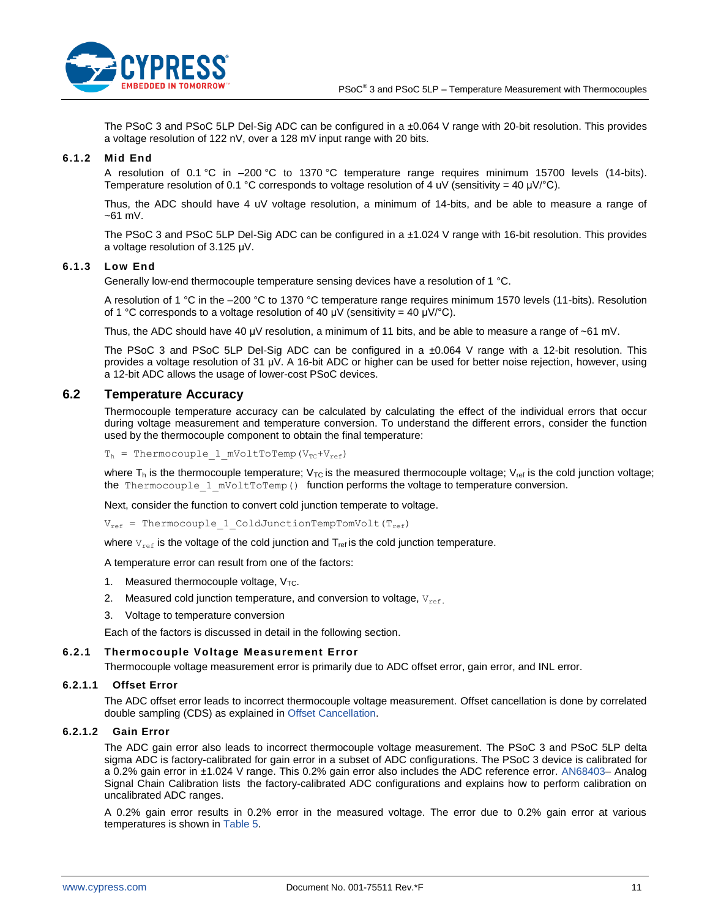The PSoC 3 and PSoC 5LP Del-Sig ADC can be configured in a ±0.064 V range with 20-bit resolution. This provides a voltage resolution of 122 nV, over a 128 mV input range with 20 bits.

#### 6.1.2 Mid End

A resolution of 0.1 °C in –200 °C to 1370 °C temperature range requires minimum 15700 levels (14-bits). Temperature resolution of 0.1 °C corresponds to voltage resolution of 4 uV (sensitivity = 40 µV/°C).

Thus, the ADC should have 4 uV voltage resolution, a minimum of 14-bits, and be able to measure a range of ~61 mV.

The PSoC 3 and PSoC 5LP Del-Sig ADC can be configured in a ±1.024 V range with 16-bit resolution. This provides a voltage resolution of 3.125 µV.

#### 6.1.3 Low End

Generally low-end thermocouple temperature sensing devices have a resolution of 1 °C.

A resolution of 1 °C in the –200 °C to 1370 °C temperature range requires minimum 1570 levels (11-bits). Resolution of 1 °C corresponds to a voltage resolution of 40 µV (sensitivity = 40 µV/°C).

Thus, the ADC should have 40 µV resolution, a minimum of 11 bits, and be able to measure a range of ~61 mV.

The PSoC 3 and PSoC 5LP Del-Sig ADC can be configured in a ±0.064 V range with a 12-bit resolution. This provides a voltage resolution of 31 µV. A 16-bit ADC or higher can be used for better noise rejection, however, using a 12-bit ADC allows the usage of lower-cost PSoC devices.

### 6.2 Temperature Accuracy

Thermocouple temperature accuracy can be calculated by calculating the effect of the individual errors that occur during voltage measurement and temperature conversion. To understand the different errors, consider the function used by the thermocouple component to obtain the final temperature:

```
Th = Thermocouple_1_mVoltToTemp(VTC+Vref)
```

where $T_h$ is the thermocouple temperature; $V_{TC}$ is the measured thermocouple voltage; $V_{ref}$ is the cold junction voltage; the `Thermocouple_1_mVoltToTemp()` function performs the voltage to temperature conversion.

Next, consider the function to convert cold junction temperate to voltage.

```
Vref = Thermocouple_1_ColdJunctionTempTomVolt(Tref)
```

where $V_{ref}$ is the voltage of the cold junction and $T_{ref}$ is the cold junction temperature.

A temperature error can result from one of the factors:

1. Measured thermocouple voltage, $V_{TC}$.
2. Measured cold junction temperature, and conversion to voltage, $V_{ref}$.
3. Voltage to temperature conversion

Each of the factors is discussed in detail in the following section.

#### 6.2.1 Thermocouple Voltage Measurement Error

Thermocouple voltage measurement error is primarily due to ADC offset error, gain error, and INL error.

##### 6.2.1.1 Offset Error

The ADC offset error leads to incorrect thermocouple voltage measurement. Offset cancellation is done by correlated double sampling (CDS) as explained in Offset Cancellation.

##### 6.2.1.2 Gain Error

The ADC gain error also leads to incorrect thermocouple voltage measurement. The PSoC 3 and PSoC 5LP delta sigma ADC is factory-calibrated for gain error in a subset of ADC configurations. The PSoC 3 device is calibrated for a 0.2% gain error in ±1.024 V range. This 0.2% gain error also includes the ADC reference error. AN68403– Analog Signal Chain Calibration lists the factory-calibrated ADC configurations and explains how to perform calibration on uncalibrated ADC ranges.

A 0.2% gain error results in 0.2% error in the measured voltage. The error due to 0.2% gain error at various temperatures is shown in Table 5.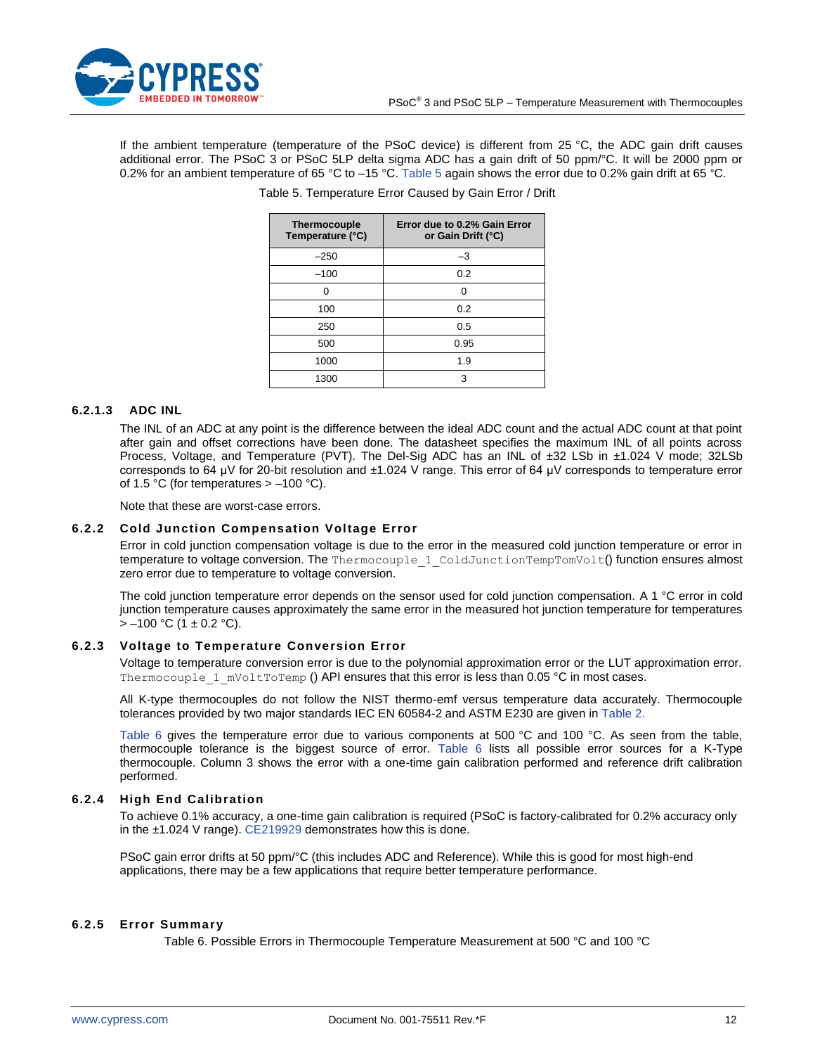If the ambient temperature (temperature of the PSoC device) is different from 25 °C, the ADC gain drift causes additional error. The PSoC 3 or PSoC 5LP delta sigma ADC has a gain drift of 50 ppm/°C. It will be 2000 ppm or 0.2% for an ambient temperature of 65 °C to –15 °C. Table 5 again shows the error due to 0.2% gain drift at 65 °C.

Table 5. Temperature Error Caused by Gain Error / Drift

| Thermocouple Temperature (°C) | Error due to 0.2% Gain Error or Gain Drift (°C) |
|---|---|
| –250 | –3 |
| –100 | 0.2 |
| 0 | 0 |
| 100 | 0.2 |
| 250 | 0.5 |
| 500 | 0.95 |
| 1000 | 1.9 |
| 1300 | 3 |

#### 6.2.1.3 ADC INL

The INL of an ADC at any point is the difference between the ideal ADC count and the actual ADC count at that point after gain and offset corrections have been done. The datasheet specifies the maximum INL of all points across Process, Voltage, and Temperature (PVT). The Del-Sig ADC has an INL of ±32 LSb in ±1.024 V mode; 32LSb corresponds to 64 µV for 20-bit resolution and ±1.024 V range. This error of 64 µV corresponds to temperature error of 1.5 °C (for temperatures > –100 °C).

Note that these are worst-case errors.

### 6.2.2 Cold Junction Compensation Voltage Error

Error in cold junction compensation voltage is due to the error in the measured cold junction temperature or error in temperature to voltage conversion. The `Thermocouple_1_ColdJunctionTempTomVolt()` function ensures almost zero error due to temperature to voltage conversion.

The cold junction temperature error depends on the sensor used for cold junction compensation. A 1 °C error in cold junction temperature causes approximately the same error in the measured hot junction temperature for temperatures > –100 °C (1 ± 0.2 °C).

### 6.2.3 Voltage to Temperature Conversion Error

Voltage to temperature conversion error is due to the polynomial approximation error or the LUT approximation error. `Thermocouple_1_mVoltToTemp ()` API ensures that this error is less than 0.05 °C in most cases.

All K-type thermocouples do not follow the NIST thermo-emf versus temperature data accurately. Thermocouple tolerances provided by two major standards IEC EN 60584-2 and ASTM E230 are given in Table 2.

Table 6 gives the temperature error due to various components at 500 °C and 100 °C. As seen from the table, thermocouple tolerance is the biggest source of error. Table 6 lists all possible error sources for a K-Type thermocouple. Column 3 shows the error with a one-time gain calibration performed and reference drift calibration performed.

### 6.2.4 High End Calibration

To achieve 0.1% accuracy, a one-time gain calibration is required (PSoC is factory-calibrated for 0.2% accuracy only in the ±1.024 V range). CE219929 demonstrates how this is done.

PSoC gain error drifts at 50 ppm/°C (this includes ADC and Reference). While this is good for most high-end applications, there may be a few applications that require better temperature performance.

### 6.2.5 Error Summary

Table 6. Possible Errors in Thermocouple Temperature Measurement at 500 °C and 100 °C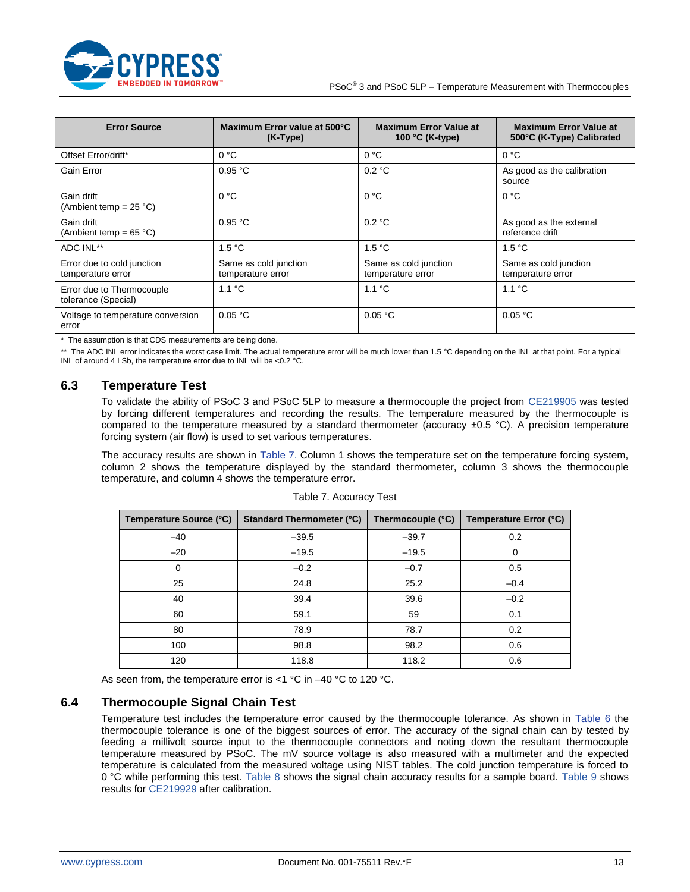| Error Source | Maximum Error value at 500°C (K-Type) | Maximum Error Value at 100 °C (K-type) | Maximum Error Value at 500°C (K-Type) Calibrated |
|---|---|---|---|
| Offset Error/drift* | 0 °C | 0 °C | 0 °C |
| Gain Error | 0.95 °C | 0.2 °C | As good as the calibration source |
| Gain drift (Ambient temp = 25 °C) | 0 °C | 0 °C | 0 °C |
| Gain drift (Ambient temp = 65 °C) | 0.95 °C | 0.2 °C | As good as the external reference drift |
| ADC INL** | 1.5 °C | 1.5 °C | 1.5 °C |
| Error due to cold junction temperature error | Same as cold junction temperature error | Same as cold junction temperature error | Same as cold junction temperature error |
| Error due to Thermocouple tolerance (Special) | 1.1 °C | 1.1 °C | 1.1 °C |
| Voltage to temperature conversion error | 0.05 °C | 0.05 °C | 0.05 °C |

\* The assumption is that CDS measurements are being done.

\*\* The ADC INL error indicates the worst case limit. The actual temperature error will be much lower than 1.5 °C depending on the INL at that point. For a typical INL of around 4 LSb, the temperature error due to INL will be <0.2 °C.

## 6.3 Temperature Test

To validate the ability of PSoC 3 and PSoC 5LP to measure a thermocouple the project from CE219905 was tested by forcing different temperatures and recording the results. The temperature measured by the thermocouple is compared to the temperature measured by a standard thermometer (accuracy ±0.5 °C). A precision temperature forcing system (air flow) is used to set various temperatures.

The accuracy results are shown in Table 7. Column 1 shows the temperature set on the temperature forcing system, column 2 shows the temperature displayed by the standard thermometer, column 3 shows the thermocouple temperature, and column 4 shows the temperature error.

Table 7. Accuracy Test

| Temperature Source (°C) | Standard Thermometer (°C) | Thermocouple (°C) | Temperature Error (°C) |
|---|---|---|---|
| –40 | –39.5 | –39.7 | 0.2 |
| –20 | –19.5 | –19.5 | 0 |
| 0 | –0.2 | –0.7 | 0.5 |
| 25 | 24.8 | 25.2 | –0.4 |
| 40 | 39.4 | 39.6 | –0.2 |
| 60 | 59.1 | 59 | 0.1 |
| 80 | 78.9 | 78.7 | 0.2 |
| 100 | 98.8 | 98.2 | 0.6 |
| 120 | 118.8 | 118.2 | 0.6 |

As seen from, the temperature error is <1 °C in –40 °C to 120 °C.

## 6.4 Thermocouple Signal Chain Test

Temperature test includes the temperature error caused by the thermocouple tolerance. As shown in Table 6 the thermocouple tolerance is one of the biggest sources of error. The accuracy of the signal chain can by tested by feeding a millivolt source input to the thermocouple connectors and noting down the resultant thermocouple temperature measured by PSoC. The mV source voltage is also measured with a multimeter and the expected temperature is calculated from the measured voltage using NIST tables. The cold junction temperature is forced to 0 °C while performing this test. Table 8 shows the signal chain accuracy results for a sample board. Table 9 shows results for CE219929 after calibration.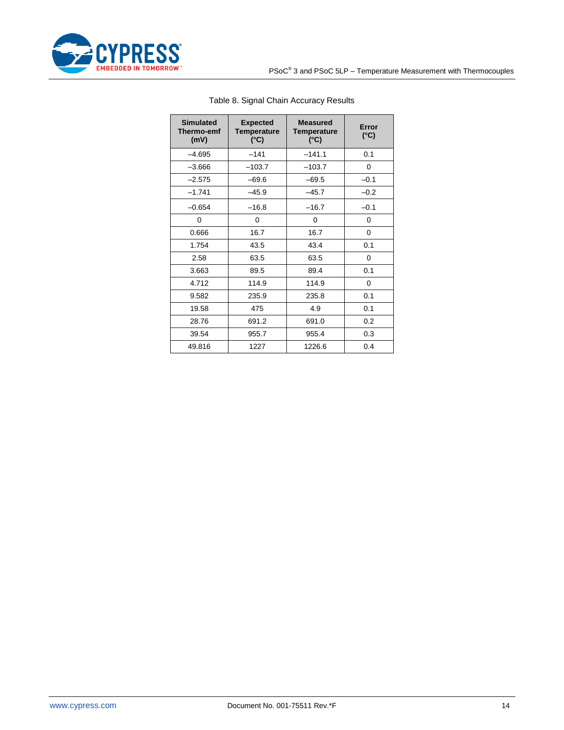Table 8. Signal Chain Accuracy Results

| Simulated Thermo-emf (mV) | Expected Temperature (°C) | Measured Temperature (°C) | Error (°C) |
|---|---|---|---|
| –4.695 | –141 | –141.1 | 0.1 |
| –3.666 | –103.7 | –103.7 | 0 |
| –2.575 | –69.6 | –69.5 | –0.1 |
| –1.741 | –45.9 | –45.7 | –0.2 |
| –0.654 | –16.8 | –16.7 | –0.1 |
| 0 | 0 | 0 | 0 |
| 0.666 | 16.7 | 16.7 | 0 |
| 1.754 | 43.5 | 43.4 | 0.1 |
| 2.58 | 63.5 | 63.5 | 0 |
| 3.663 | 89.5 | 89.4 | 0.1 |
| 4.712 | 114.9 | 114.9 | 0 |
| 9.582 | 235.9 | 235.8 | 0.1 |
| 19.58 | 475 | 4.9 | 0.1 |
| 28.76 | 691.2 | 691.0 | 0.2 |
| 39.54 | 955.7 | 955.4 | 0.3 |
| 49.816 | 1227 | 1226.6 | 0.4 |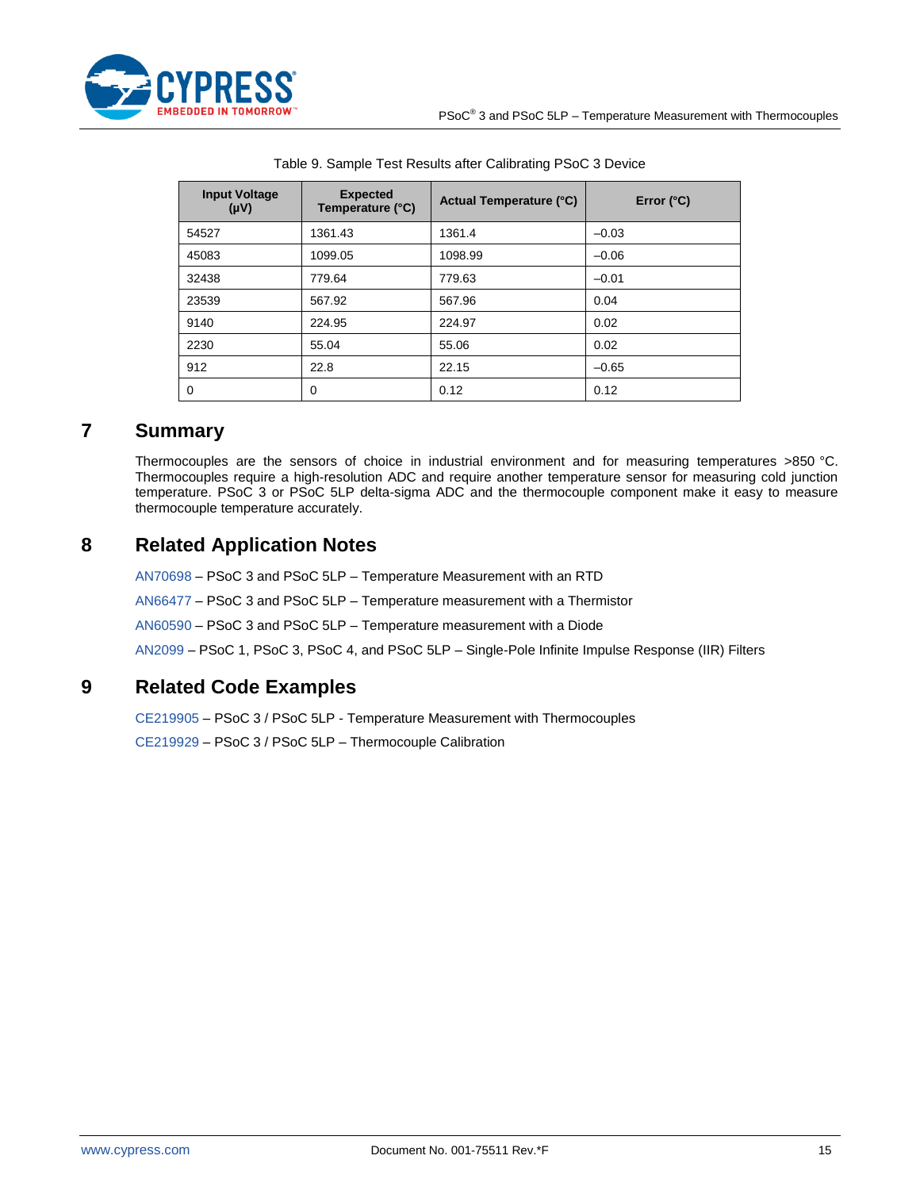Table 9. Sample Test Results after Calibrating PSoC 3 Device

| Input Voltage (μV) | Expected Temperature (°C) | Actual Temperature (°C) | Error (°C) |
|---|---|---|---|
| 54527 | 1361.43 | 1361.4 | –0.03 |
| 45083 | 1099.05 | 1098.99 | –0.06 |
| 32438 | 779.64 | 779.63 | –0.01 |
| 23539 | 567.92 | 567.96 | 0.04 |
| 9140 | 224.95 | 224.97 | 0.02 |
| 2230 | 55.04 | 55.06 | 0.02 |
| 912 | 22.8 | 22.15 | –0.65 |
| 0 | 0 | 0.12 | 0.12 |

# 7 Summary

Thermocouples are the sensors of choice in industrial environment and for measuring temperatures >850 °C. Thermocouples require a high-resolution ADC and require another temperature sensor for measuring cold junction temperature. PSoC 3 or PSoC 5LP delta-sigma ADC and the thermocouple component make it easy to measure thermocouple temperature accurately.

# 8 Related Application Notes

AN70698 – PSoC 3 and PSoC 5LP – Temperature Measurement with an RTD

AN66477 – PSoC 3 and PSoC 5LP – Temperature measurement with a Thermistor

AN60590 – PSoC 3 and PSoC 5LP – Temperature measurement with a Diode

AN2099 – PSoC 1, PSoC 3, PSoC 4, and PSoC 5LP – Single-Pole Infinite Impulse Response (IIR) Filters

# 9 Related Code Examples

CE219905 – PSoC 3 / PSoC 5LP - Temperature Measurement with Thermocouples

CE219929 – PSoC 3 / PSoC 5LP – Thermocouple Calibration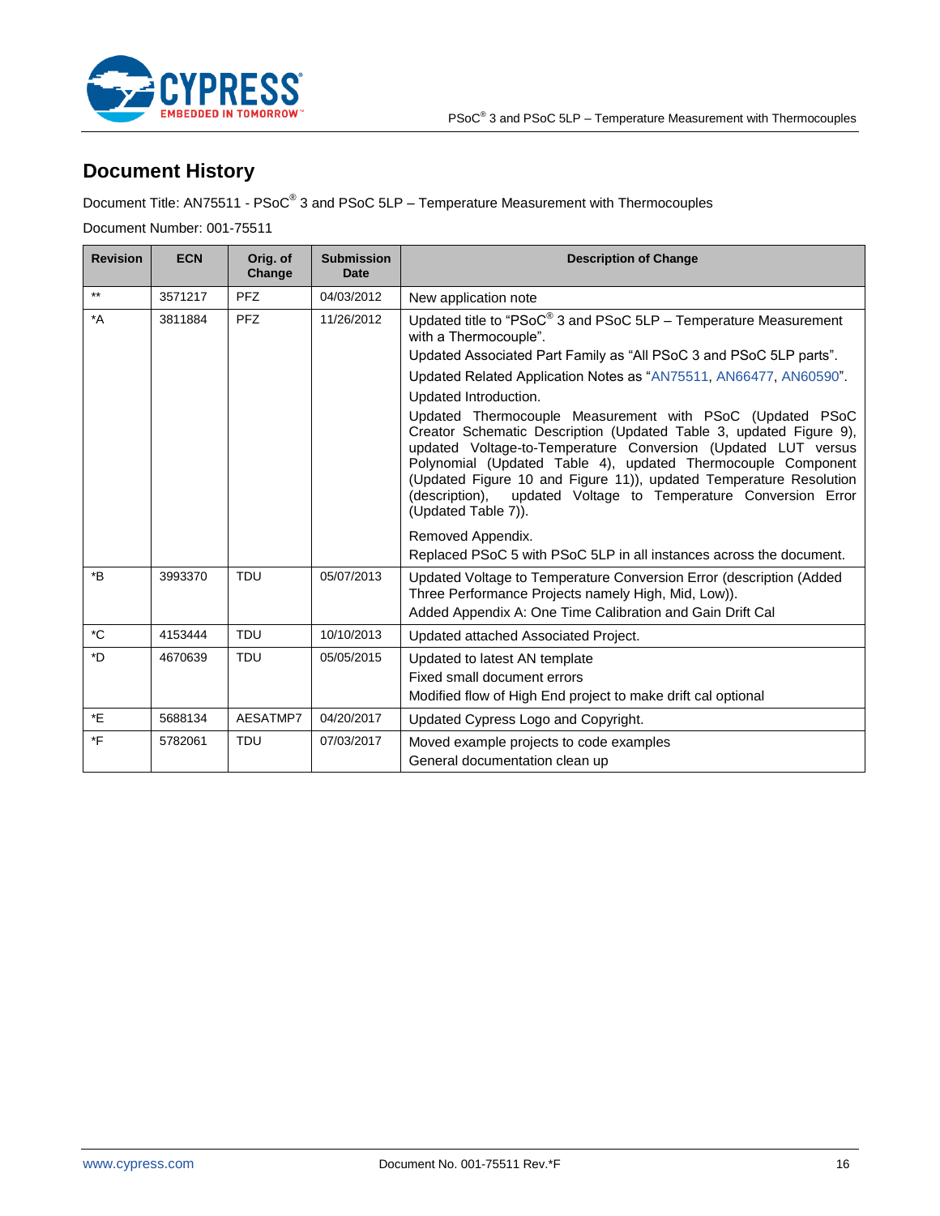## Document History

Document Title: AN75511 - PSoC® 3 and PSoC 5LP – Temperature Measurement with Thermocouples

Document Number: 001-75511

| Revision | ECN | Orig. of Change | Submission Date | Description of Change |
|---|---|---|---|---|
| ** | 3571217 | PFZ | 04/03/2012 | New application note |
| *A | 3811884 | PFZ | 11/26/2012 | Updated title to "PSoC® 3 and PSoC 5LP – Temperature Measurement with a Thermocouple".<br>Updated Associated Part Family as "All PSoC 3 and PSoC 5LP parts".<br>Updated Related Application Notes as "AN75511, AN66477, AN60590".<br>Updated Introduction.<br>Updated Thermocouple Measurement with PSoC (Updated PSoC Creator Schematic Description (Updated Table 3, updated Figure 9), updated Voltage-to-Temperature Conversion (Updated LUT versus Polynomial (Updated Table 4), updated Thermocouple Component (Updated Figure 10 and Figure 11)), updated Temperature Resolution (description), updated Voltage to Temperature Conversion Error (Updated Table 7)).<br>Removed Appendix.<br>Replaced PSoC 5 with PSoC 5LP in all instances across the document. |
| *B | 3993370 | TDU | 05/07/2013 | Updated Voltage to Temperature Conversion Error (description (Added Three Performance Projects namely High, Mid, Low)).<br>Added Appendix A: One Time Calibration and Gain Drift Cal |
| *C | 4153444 | TDU | 10/10/2013 | Updated attached Associated Project. |
| *D | 4670639 | TDU | 05/05/2015 | Updated to latest AN template<br>Fixed small document errors<br>Modified flow of High End project to make drift cal optional |
| *E | 5688134 | AESATMP7 | 04/20/2017 | Updated Cypress Logo and Copyright. |
| *F | 5782061 | TDU | 07/03/2017 | Moved example projects to code examples<br>General documentation clean up |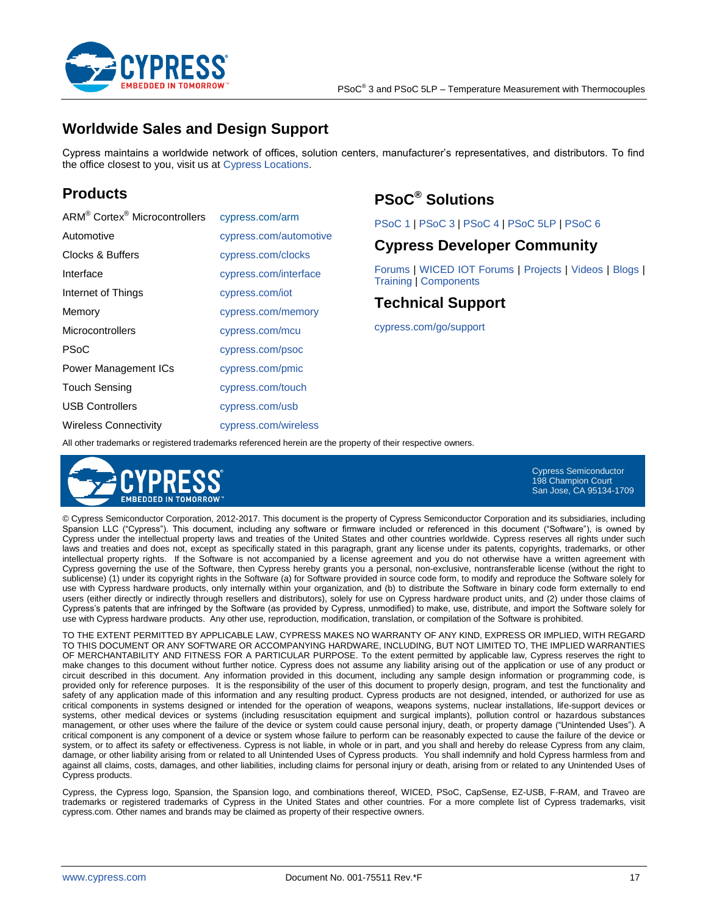## Worldwide Sales and Design Support

Cypress maintains a worldwide network of offices, solution centers, manufacturer's representatives, and distributors. To find the office closest to you, visit us at Cypress Locations.

## Products

| | |
|---|---|
| ARM® Cortex® Microcontrollers | cypress.com/arm |
| Automotive | cypress.com/automotive |
| Clocks & Buffers | cypress.com/clocks |
| Interface | cypress.com/interface |
| Internet of Things | cypress.com/iot |
| Memory | cypress.com/memory |
| Microcontrollers | cypress.com/mcu |
| PSoC | cypress.com/psoc |
| Power Management ICs | cypress.com/pmic |
| Touch Sensing | cypress.com/touch |
| USB Controllers | cypress.com/usb |
| Wireless Connectivity | cypress.com/wireless |

## PSoC® Solutions

PSoC 1 | PSoC 3 | PSoC 4 | PSoC 5LP | PSoC 6

## Cypress Developer Community

Forums | WICED IOT Forums | Projects | Videos | Blogs | Training | Components

## Technical Support

cypress.com/go/support

All other trademarks or registered trademarks referenced herein are the property of their respective owners.

Cypress Semiconductor
198 Champion Court
San Jose, CA 95134-1709

© Cypress Semiconductor Corporation, 2012-2017. This document is the property of Cypress Semiconductor Corporation and its subsidiaries, including Spansion LLC ("Cypress"). This document, including any software or firmware included or referenced in this document ("Software"), is owned by Cypress under the intellectual property laws and treaties of the United States and other countries worldwide. Cypress reserves all rights under such laws and treaties and does not, except as specifically stated in this paragraph, grant any license under its patents, copyrights, trademarks, or other intellectual property rights. If the Software is not accompanied by a license agreement and you do not otherwise have a written agreement with Cypress governing the use of the Software, then Cypress hereby grants you a personal, non-exclusive, nontransferable license (without the right to sublicense) (1) under its copyright rights in the Software (a) for Software provided in source code form, to modify and reproduce the Software solely for use with Cypress hardware products, only internally within your organization, and (b) to distribute the Software in binary code form externally to end users (either directly or indirectly through resellers and distributors), solely for use on Cypress hardware product units, and (2) under those claims of Cypress's patents that are infringed by the Software (as provided by Cypress, unmodified) to make, use, distribute, and import the Software solely for use with Cypress hardware products. Any other use, reproduction, modification, translation, or compilation of the Software is prohibited.

TO THE EXTENT PERMITTED BY APPLICABLE LAW, CYPRESS MAKES NO WARRANTY OF ANY KIND, EXPRESS OR IMPLIED, WITH REGARD TO THIS DOCUMENT OR ANY SOFTWARE OR ACCOMPANYING HARDWARE, INCLUDING, BUT NOT LIMITED TO, THE IMPLIED WARRANTIES OF MERCHANTABILITY AND FITNESS FOR A PARTICULAR PURPOSE. To the extent permitted by applicable law, Cypress reserves the right to make changes to this document without further notice. Cypress does not assume any liability arising out of the application or use of any product or circuit described in this document. Any information provided in this document, including any sample design information or programming code, is provided only for reference purposes. It is the responsibility of the user of this document to properly design, program, and test the functionality and safety of any application made of this information and any resulting product. Cypress products are not designed, intended, or authorized for use as critical components in systems designed or intended for the operation of weapons, weapons systems, nuclear installations, life-support devices or systems, other medical devices or systems (including resuscitation equipment and surgical implants), pollution control or hazardous substances management, or other uses where the failure of the device or system could cause personal injury, death, or property damage ("Unintended Uses"). A critical component is any component of a device or system whose failure to perform can be reasonably expected to cause the failure of the device or system, or to affect its safety or effectiveness. Cypress is not liable, in whole or in part, and you shall and hereby do release Cypress from any claim, damage, or other liability arising from or related to all Unintended Uses of Cypress products. You shall indemnify and hold Cypress harmless from and against all claims, costs, damages, and other liabilities, including claims for personal injury or death, arising from or related to any Unintended Uses of Cypress products.

Cypress, the Cypress logo, Spansion, the Spansion logo, and combinations thereof, WICED, PSoC, CapSense, EZ-USB, F-RAM, and Traveo are trademarks or registered trademarks of Cypress in the United States and other countries. For a more complete list of Cypress trademarks, visit cypress.com. Other names and brands may be claimed as property of their respective owners.